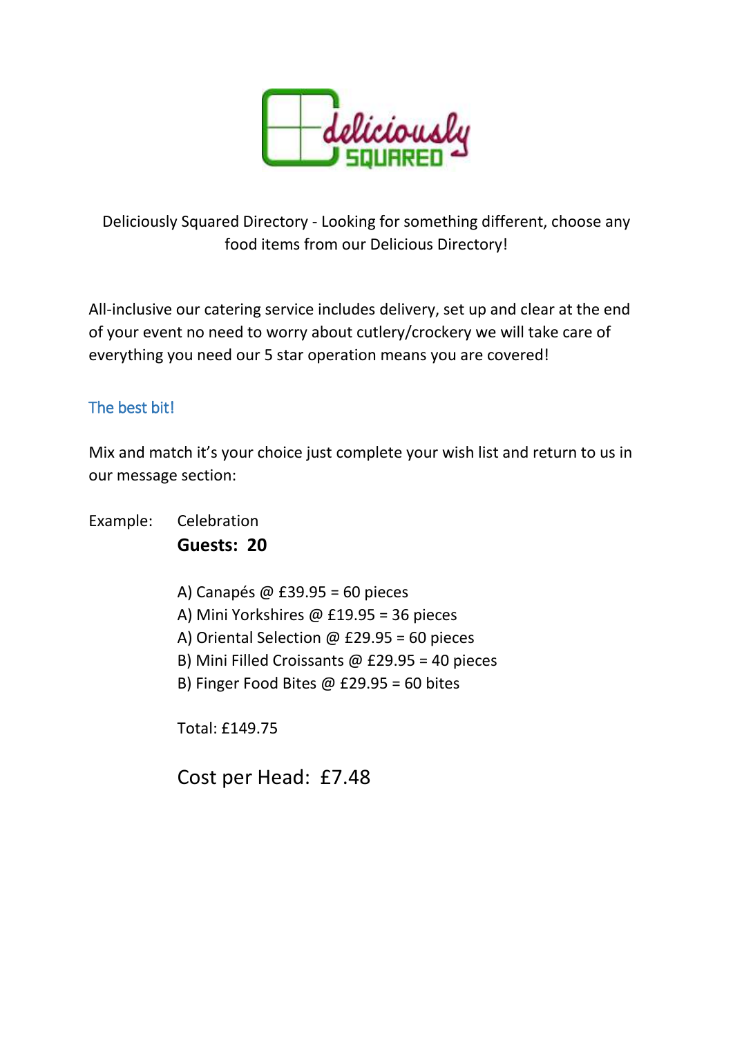Deliciously Squared Directory - Looking for something different, choose any food items from our Delicious Directory!

All-inclusive our catering service includes delivery, set up and clear at the end of your event no need to worry about cutlery/crockery we will take care of everything you need our 5 star operation means you are covered!

## The best bit!

Mix and match it's your choice just complete your wish list and return to us in our message section:

Example: Celebration

**Guests: 20**

A) Canapés @ £39.95 = 60 pieces
A) Mini Yorkshires @ £19.95 = 36 pieces
A) Oriental Selection @ £29.95 = 60 pieces
B) Mini Filled Croissants @ £29.95 = 40 pieces
B) Finger Food Bites @ £29.95 = 60 bites

Total: £149.75

Cost per Head: £7.48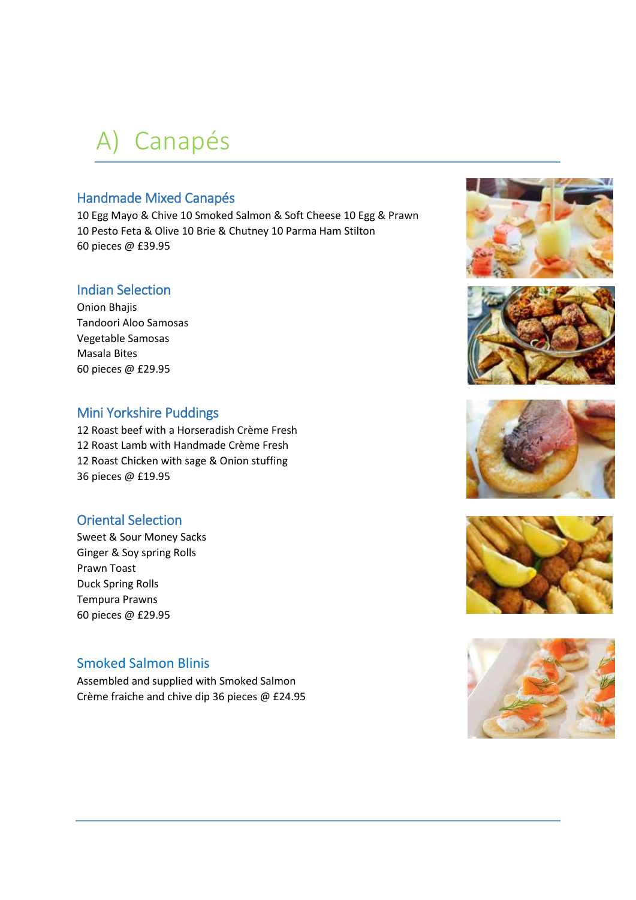# A) Canapés

## Handmade Mixed Canapés

10 Egg Mayo & Chive 10 Smoked Salmon & Soft Cheese 10 Egg & Prawn
10 Pesto Feta & Olive 10 Brie & Chutney 10 Parma Ham Stilton
60 pieces @ £39.95

## Indian Selection

Onion Bhajis
Tandoori Aloo Samosas
Vegetable Samosas
Masala Bites
60 pieces @ £29.95

## Mini Yorkshire Puddings

12 Roast beef with a Horseradish Crème Fresh
12 Roast Lamb with Handmade Crème Fresh
12 Roast Chicken with sage & Onion stuffing
36 pieces @ £19.95

## Oriental Selection

Sweet & Sour Money Sacks
Ginger & Soy spring Rolls
Prawn Toast
Duck Spring Rolls
Tempura Prawns
60 pieces @ £29.95

## Smoked Salmon Blinis

Assembled and supplied with Smoked Salmon
Crème fraiche and chive dip 36 pieces @ £24.95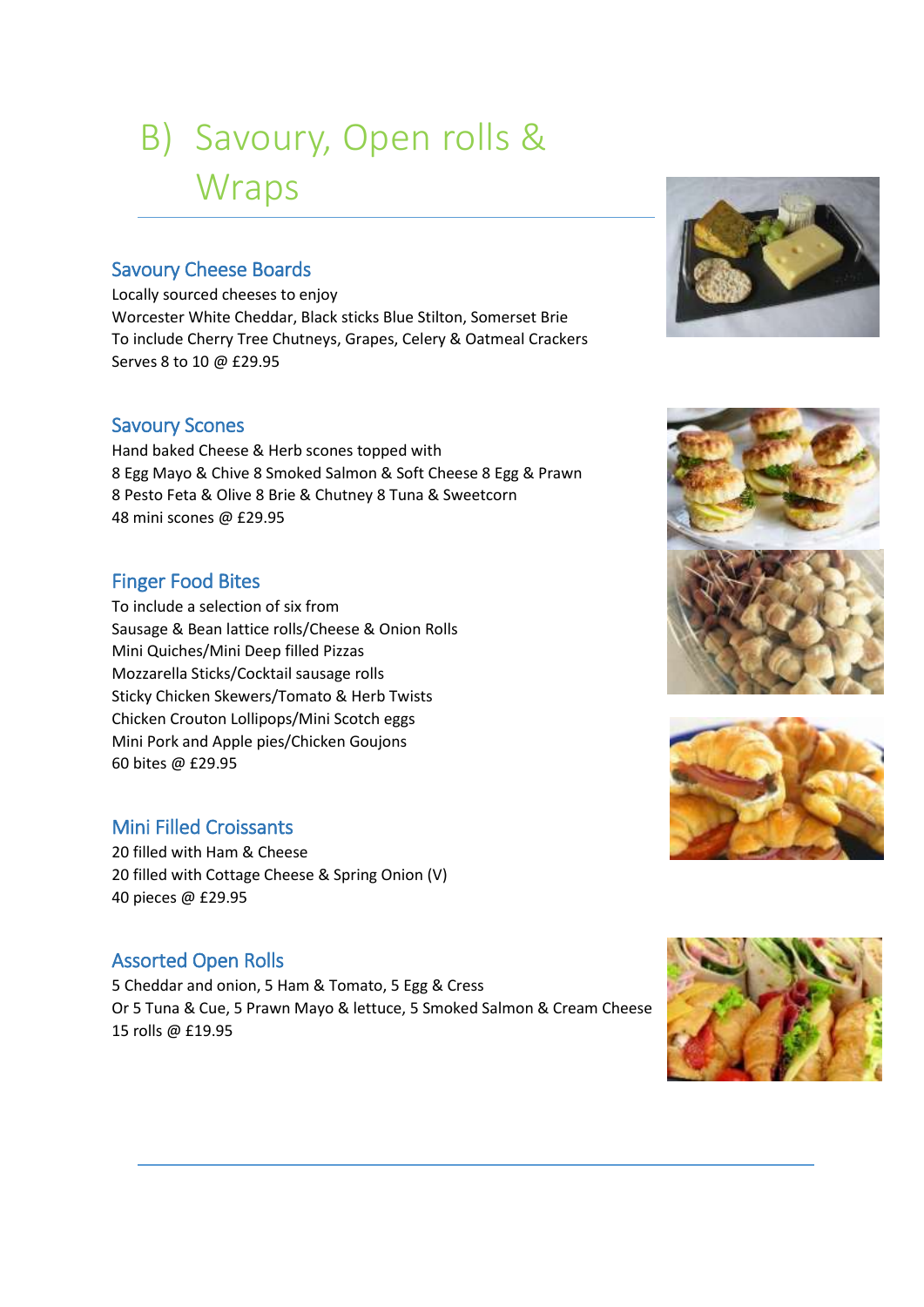# B) Savoury, Open rolls & Wraps

## Savoury Cheese Boards

Locally sourced cheeses to enjoy
Worcester White Cheddar, Black sticks Blue Stilton, Somerset Brie
To include Cherry Tree Chutneys, Grapes, Celery & Oatmeal Crackers
Serves 8 to 10 @ £29.95

## Savoury Scones

Hand baked Cheese & Herb scones topped with
8 Egg Mayo & Chive 8 Smoked Salmon & Soft Cheese 8 Egg & Prawn
8 Pesto Feta & Olive 8 Brie & Chutney 8 Tuna & Sweetcorn
48 mini scones @ £29.95

## Finger Food Bites

To include a selection of six from
Sausage & Bean lattice rolls/Cheese & Onion Rolls
Mini Quiches/Mini Deep filled Pizzas
Mozzarella Sticks/Cocktail sausage rolls
Sticky Chicken Skewers/Tomato & Herb Twists
Chicken Crouton Lollipops/Mini Scotch eggs
Mini Pork and Apple pies/Chicken Goujons
60 bites @ £29.95

## Mini Filled Croissants

20 filled with Ham & Cheese
20 filled with Cottage Cheese & Spring Onion (V)
40 pieces @ £29.95

## Assorted Open Rolls

5 Cheddar and onion, 5 Ham & Tomato, 5 Egg & Cress
Or 5 Tuna & Cue, 5 Prawn Mayo & lettuce, 5 Smoked Salmon & Cream Cheese
15 rolls @ £19.95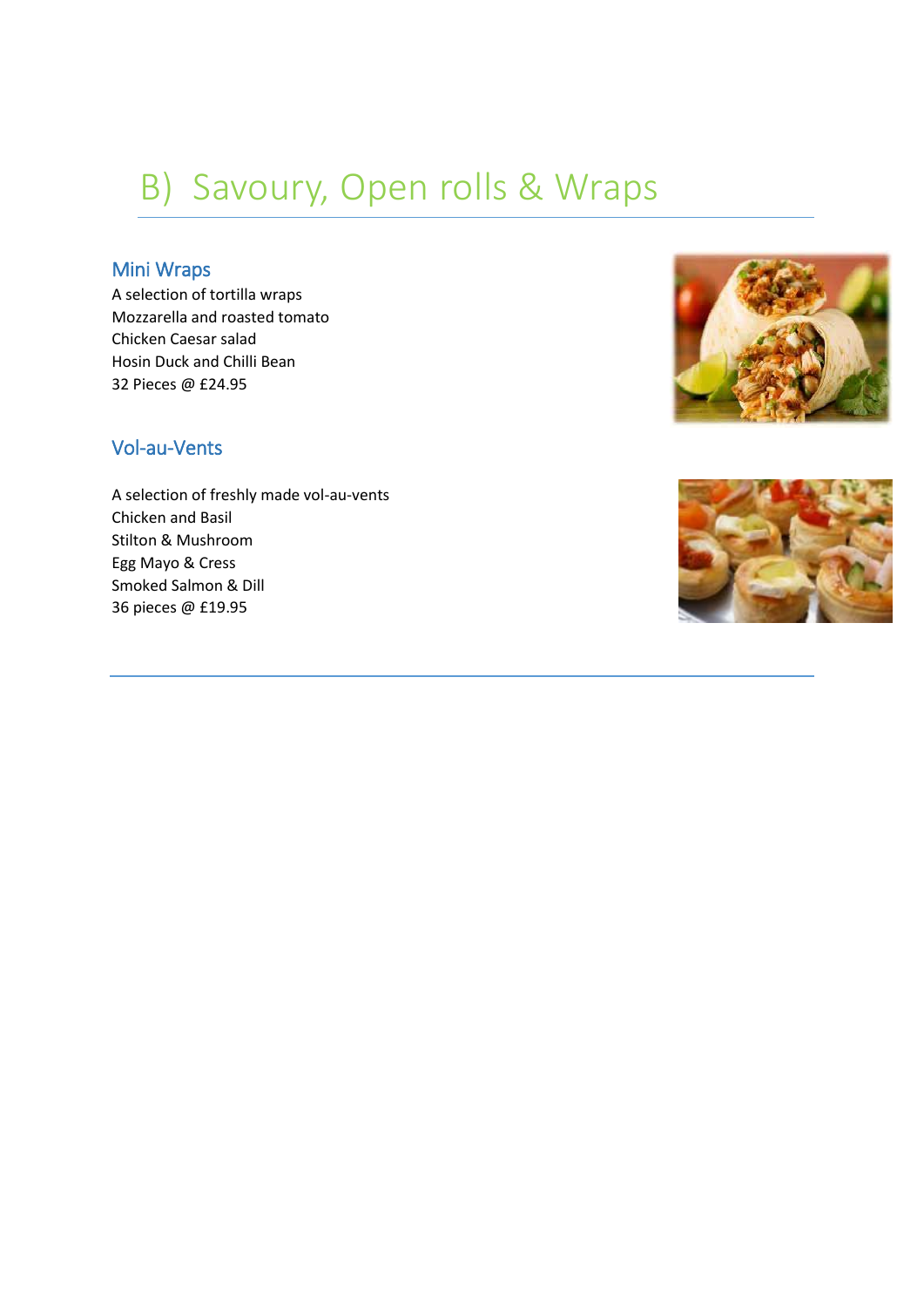# B) Savoury, Open rolls & Wraps

## Mini Wraps

A selection of tortilla wraps
Mozzarella and roasted tomato
Chicken Caesar salad
Hosin Duck and Chilli Bean
32 Pieces @ £24.95

## Vol-au-Vents

A selection of freshly made vol-au-vents
Chicken and Basil
Stilton & Mushroom
Egg Mayo & Cress
Smoked Salmon & Dill
36 pieces @ £19.95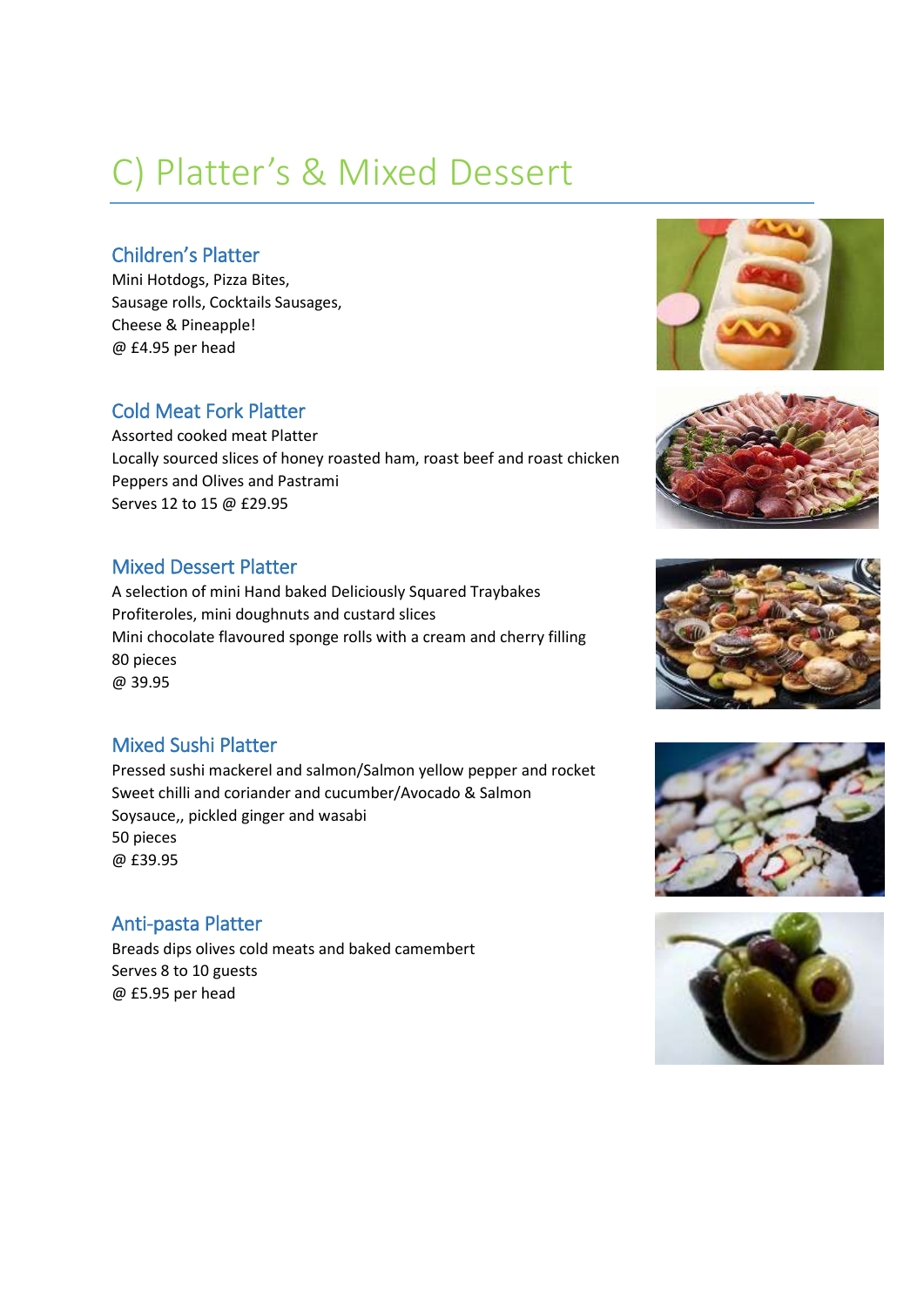# C) Platter’s & Mixed Dessert

## Children’s Platter

Mini Hotdogs, Pizza Bites,
Sausage rolls, Cocktails Sausages,
Cheese & Pineapple!
@ £4.95 per head

## Cold Meat Fork Platter

Assorted cooked meat Platter
Locally sourced slices of honey roasted ham, roast beef and roast chicken
Peppers and Olives and Pastrami
Serves 12 to 15 @ £29.95

## Mixed Dessert Platter

A selection of mini Hand baked Deliciously Squared Traybakes
Profiteroles, mini doughnuts and custard slices
Mini chocolate flavoured sponge rolls with a cream and cherry filling
80 pieces
@ 39.95

## Mixed Sushi Platter

Pressed sushi mackerel and salmon/Salmon yellow pepper and rocket
Sweet chilli and coriander and cucumber/Avocado & Salmon
Soysauce,, pickled ginger and wasabi
50 pieces
@ £39.95

## Anti-pasta Platter

Breads dips olives cold meats and baked camembert
Serves 8 to 10 guests
@ £5.95 per head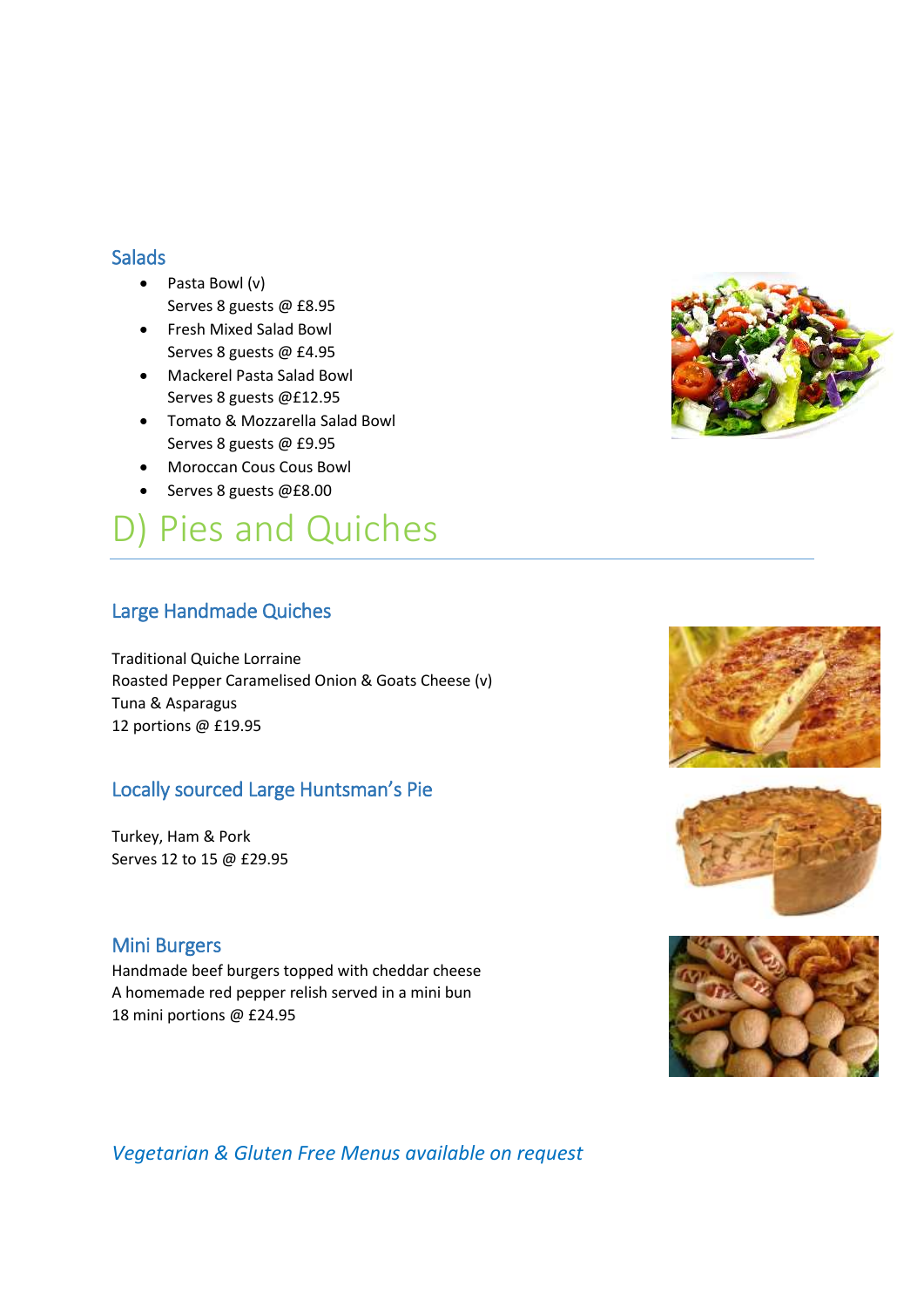### Salads

- Pasta Bowl (v)
  Serves 8 guests @ £8.95
- Fresh Mixed Salad Bowl
  Serves 8 guests @ £4.95
- Mackerel Pasta Salad Bowl
  Serves 8 guests @£12.95
- Tomato & Mozzarella Salad Bowl
  Serves 8 guests @ £9.95
- Moroccan Cous Cous Bowl
- Serves 8 guests @£8.00

# D) Pies and Quiches

### Large Handmade Quiches

Traditional Quiche Lorraine
Roasted Pepper Caramelised Onion & Goats Cheese (v)
Tuna & Asparagus
12 portions @ £19.95

### Locally sourced Large Huntsman's Pie

Turkey, Ham & Pork
Serves 12 to 15 @ £29.95

### Mini Burgers

Handmade beef burgers topped with cheddar cheese
A homemade red pepper relish served in a mini bun
18 mini portions @ £24.95

*Vegetarian & Gluten Free Menus available on request*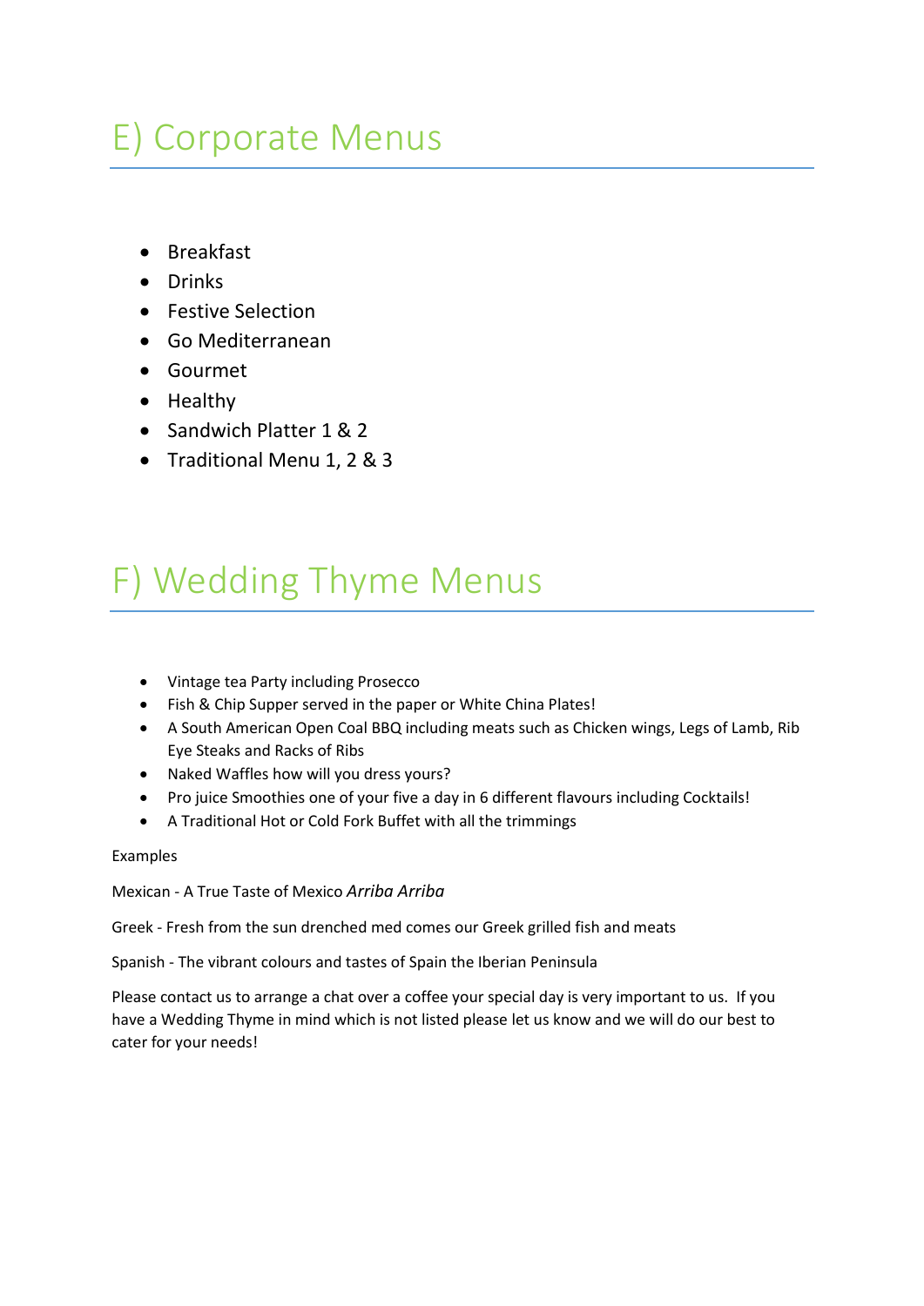# E) Corporate Menus

- Breakfast
- Drinks
- Festive Selection
- Go Mediterranean
- Gourmet
- Healthy
- Sandwich Platter 1 & 2
- Traditional Menu 1, 2 & 3

# F) Wedding Thyme Menus

- Vintage tea Party including Prosecco
- Fish & Chip Supper served in the paper or White China Plates!
- A South American Open Coal BBQ including meats such as Chicken wings, Legs of Lamb, Rib Eye Steaks and Racks of Ribs
- Naked Waffles how will you dress yours?
- Pro juice Smoothies one of your five a day in 6 different flavours including Cocktails!
- A Traditional Hot or Cold Fork Buffet with all the trimmings

Examples

Mexican - A True Taste of Mexico *Arriba Arriba*

Greek - Fresh from the sun drenched med comes our Greek grilled fish and meats

Spanish - The vibrant colours and tastes of Spain the Iberian Peninsula

Please contact us to arrange a chat over a coffee your special day is very important to us. If you have a Wedding Thyme in mind which is not listed please let us know and we will do our best to cater for your needs!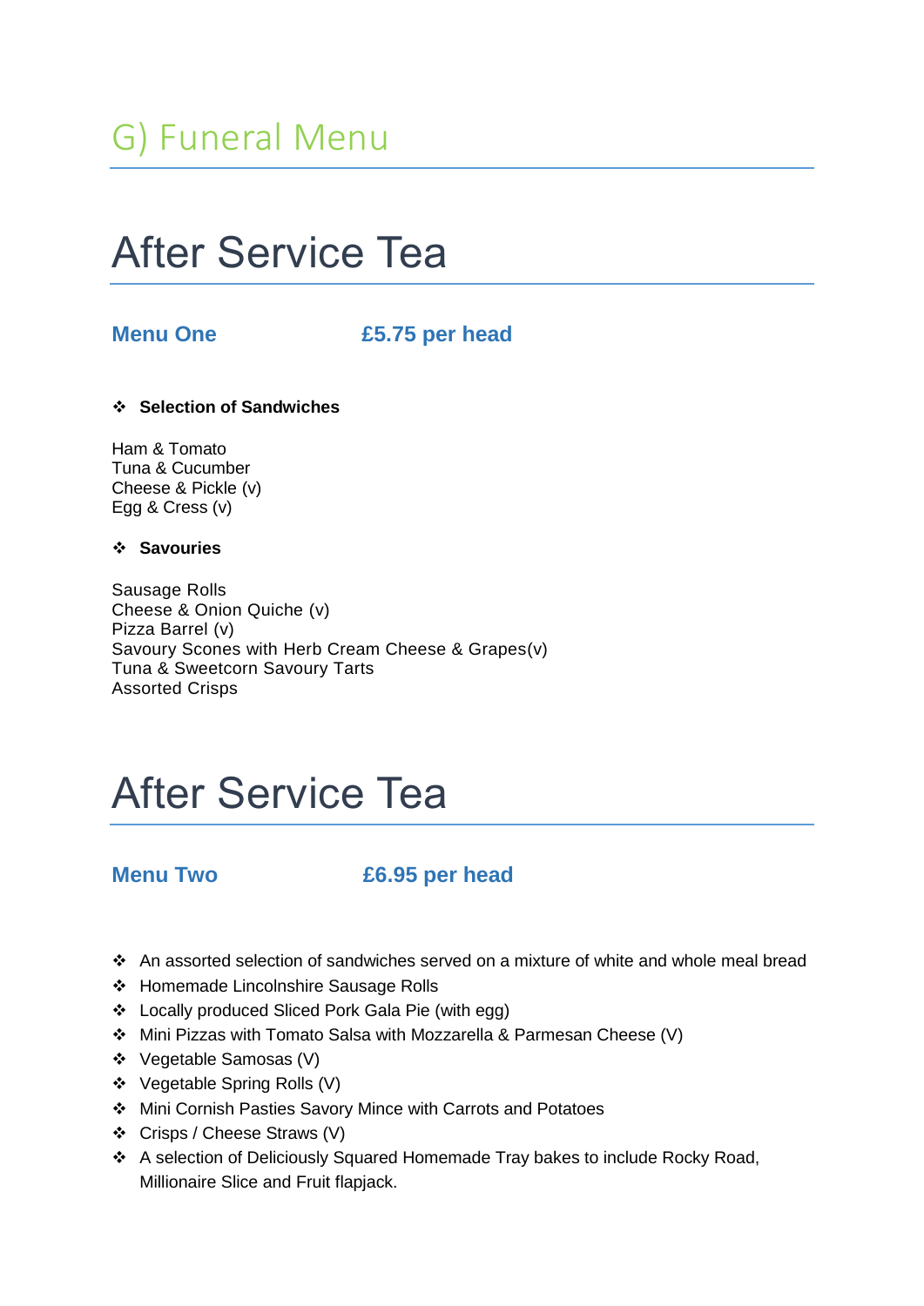# G) Funeral Menu

## After Service Tea

### Menu One £5.75 per head

- **Selection of Sandwiches**

Ham & Tomato
Tuna & Cucumber
Cheese & Pickle (v)
Egg & Cress (v)

- **Savouries**

Sausage Rolls
Cheese & Onion Quiche (v)
Pizza Barrel (v)
Savoury Scones with Herb Cream Cheese & Grapes(v)
Tuna & Sweetcorn Savoury Tarts
Assorted Crisps

## After Service Tea

### Menu Two £6.95 per head

- An assorted selection of sandwiches served on a mixture of white and whole meal bread
- Homemade Lincolnshire Sausage Rolls
- Locally produced Sliced Pork Gala Pie (with egg)
- Mini Pizzas with Tomato Salsa with Mozzarella & Parmesan Cheese (V)
- Vegetable Samosas (V)
- Vegetable Spring Rolls (V)
- Mini Cornish Pasties Savory Mince with Carrots and Potatoes
- Crisps / Cheese Straws (V)
- A selection of Deliciously Squared Homemade Tray bakes to include Rocky Road, Millionaire Slice and Fruit flapjack.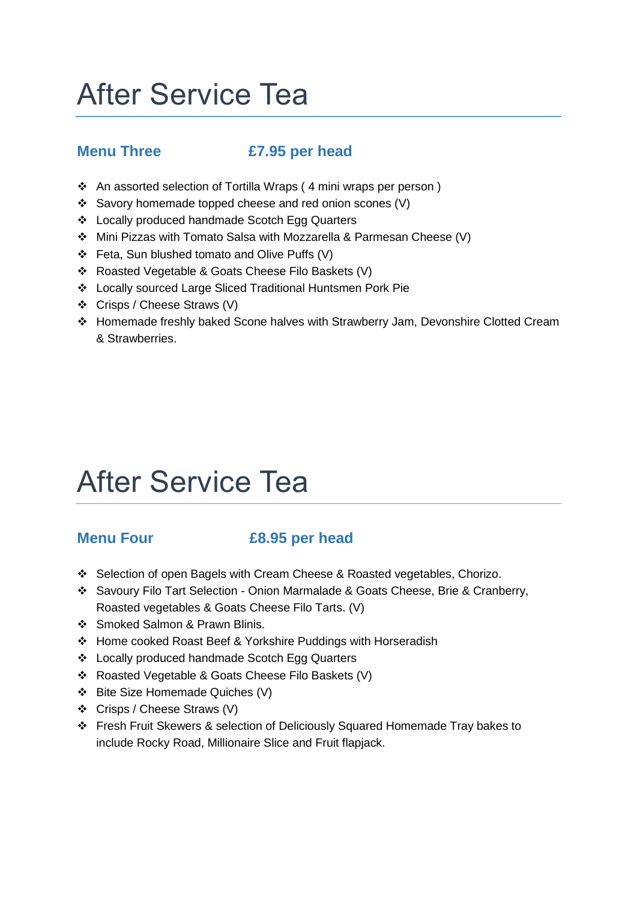# After Service Tea

**Menu Three** **£7.95 per head**

- An assorted selection of Tortilla Wraps ( 4 mini wraps per person )
- Savory homemade topped cheese and red onion scones (V)
- Locally produced handmade Scotch Egg Quarters
- Mini Pizzas with Tomato Salsa with Mozzarella & Parmesan Cheese (V)
- Feta, Sun blushed tomato and Olive Puffs (V)
- Roasted Vegetable & Goats Cheese Filo Baskets (V)
- Locally sourced Large Sliced Traditional Huntsmen Pork Pie
- Crisps / Cheese Straws (V)
- Homemade freshly baked Scone halves with Strawberry Jam, Devonshire Clotted Cream & Strawberries.

# After Service Tea

**Menu Four** **£8.95 per head**

- Selection of open Bagels with Cream Cheese & Roasted vegetables, Chorizo.
- Savoury Filo Tart Selection - Onion Marmalade & Goats Cheese, Brie & Cranberry, Roasted vegetables & Goats Cheese Filo Tarts. (V)
- Smoked Salmon & Prawn Blinis.
- Home cooked Roast Beef & Yorkshire Puddings with Horseradish
- Locally produced handmade Scotch Egg Quarters
- Roasted Vegetable & Goats Cheese Filo Baskets (V)
- Bite Size Homemade Quiches (V)
- Crisps / Cheese Straws (V)
- Fresh Fruit Skewers & selection of Deliciously Squared Homemade Tray bakes to include Rocky Road, Millionaire Slice and Fruit flapjack.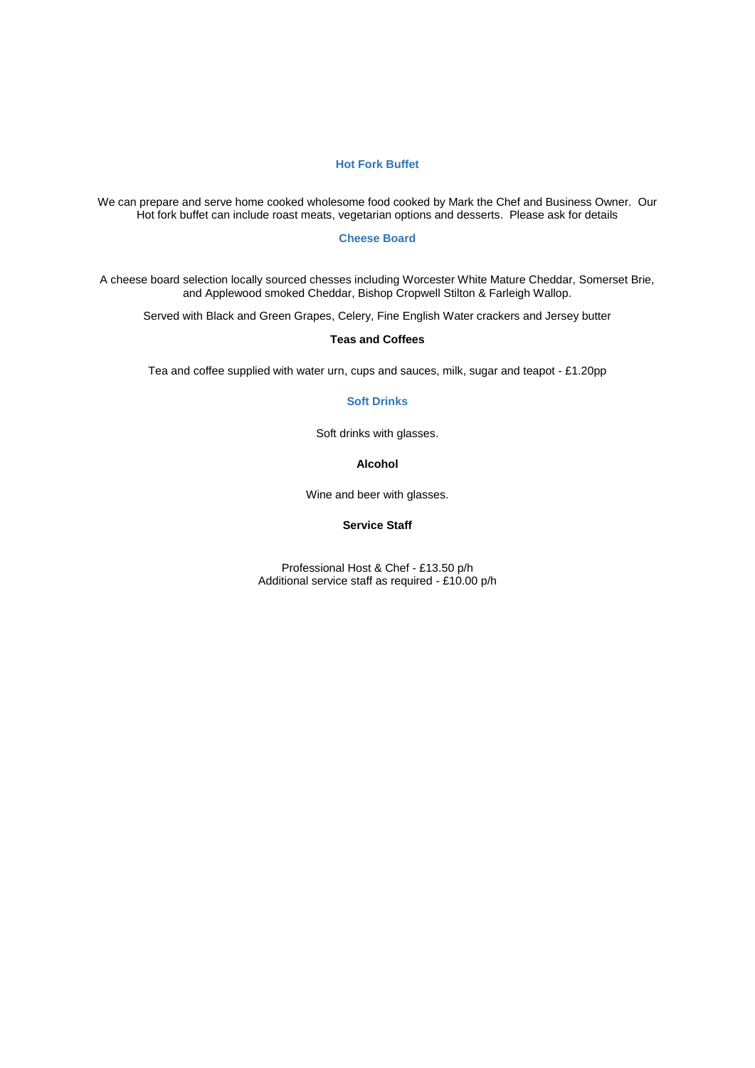## Hot Fork Buffet

We can prepare and serve home cooked wholesome food cooked by Mark the Chef and Business Owner. Our Hot fork buffet can include roast meats, vegetarian options and desserts. Please ask for details

## Cheese Board

A cheese board selection locally sourced chesses including Worcester White Mature Cheddar, Somerset Brie, and Applewood smoked Cheddar, Bishop Cropwell Stilton & Farleigh Wallop.

Served with Black and Green Grapes, Celery, Fine English Water crackers and Jersey butter

## Teas and Coffees

Tea and coffee supplied with water urn, cups and sauces, milk, sugar and teapot - £1.20pp

## Soft Drinks

Soft drinks with glasses.

## Alcohol

Wine and beer with glasses.

## Service Staff

Professional Host & Chef - £13.50 p/h
Additional service staff as required - £10.00 p/h